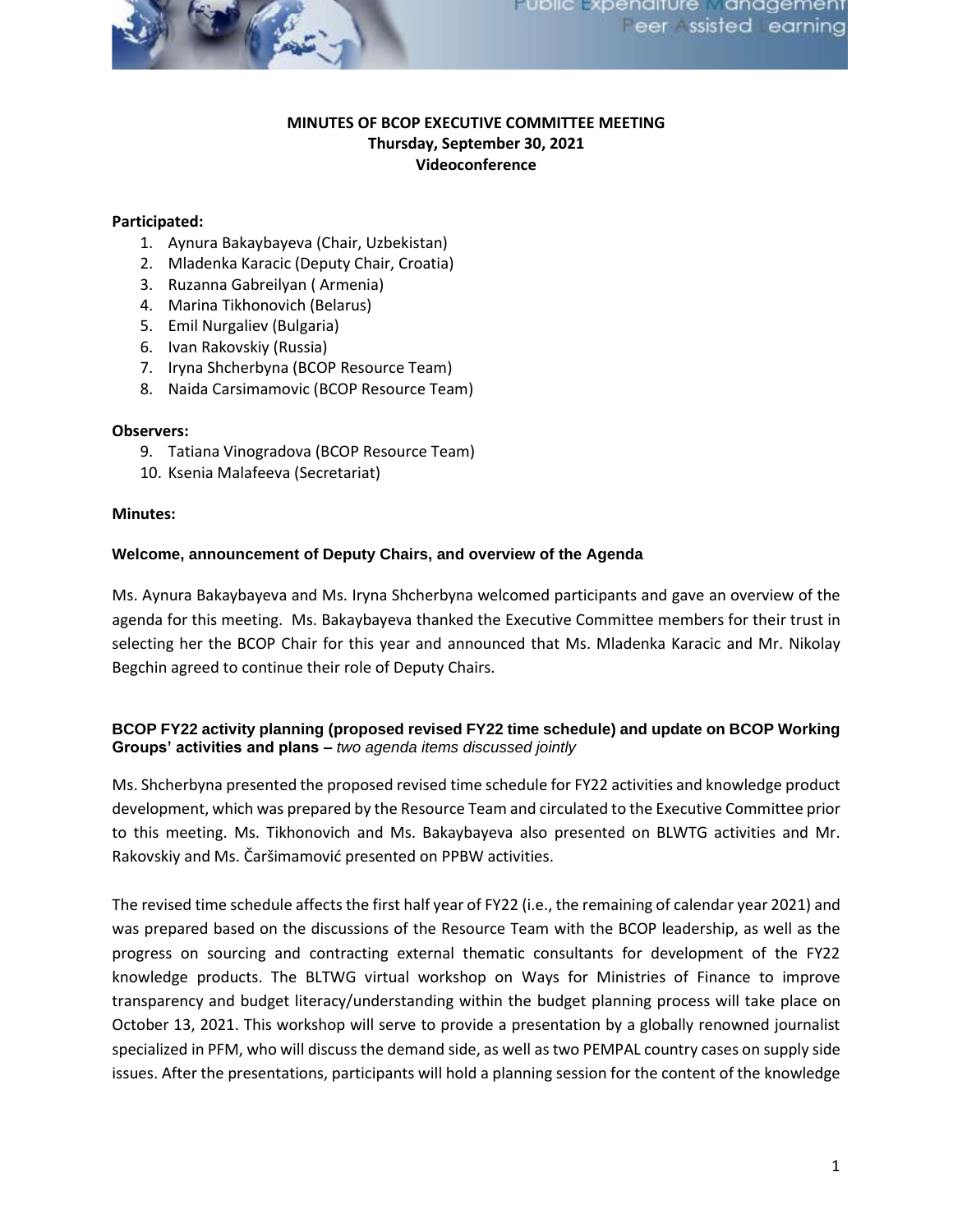**MINUTES OF BCOP EXECUTIVE COMMITTEE MEETING**
**Thursday, September 30, 2021**
**Videoconference**

**Participated:**

1. Aynura Bakaybayeva (Chair, Uzbekistan)
2. Mladenka Karacic (Deputy Chair, Croatia)
3. Ruzanna Gabreilyan ( Armenia)
4. Marina Tikhonovich (Belarus)
5. Emil Nurgaliev (Bulgaria)
6. Ivan Rakovskiy (Russia)
7. Iryna Shcherbyna (BCOP Resource Team)
8. Naida Carsimamovic (BCOP Resource Team)

**Observers:**

9. Tatiana Vinogradova (BCOP Resource Team)
10. Ksenia Malafeeva (Secretariat)

**Minutes:**

**Welcome, announcement of Deputy Chairs, and overview of the Agenda**

Ms. Aynura Bakaybayeva and Ms. Iryna Shcherbyna welcomed participants and gave an overview of the agenda for this meeting. Ms. Bakaybayeva thanked the Executive Committee members for their trust in selecting her the BCOP Chair for this year and announced that Ms. Mladenka Karacic and Mr. Nikolay Begchin agreed to continue their role of Deputy Chairs.

**BCOP FY22 activity planning (proposed revised FY22 time schedule) and update on BCOP Working Groups' activities and plans –** *two agenda items discussed jointly*

Ms. Shcherbyna presented the proposed revised time schedule for FY22 activities and knowledge product development, which was prepared by the Resource Team and circulated to the Executive Committee prior to this meeting. Ms. Tikhonovich and Ms. Bakaybayeva also presented on BLWTG activities and Mr. Rakovskiy and Ms. Čaršimamović presented on PPBW activities.

The revised time schedule affects the first half year of FY22 (i.e., the remaining of calendar year 2021) and was prepared based on the discussions of the Resource Team with the BCOP leadership, as well as the progress on sourcing and contracting external thematic consultants for development of the FY22 knowledge products. The BLTWG virtual workshop on Ways for Ministries of Finance to improve transparency and budget literacy/understanding within the budget planning process will take place on October 13, 2021. This workshop will serve to provide a presentation by a globally renowned journalist specialized in PFM, who will discuss the demand side, as well as two PEMPAL country cases on supply side issues. After the presentations, participants will hold a planning session for the content of the knowledge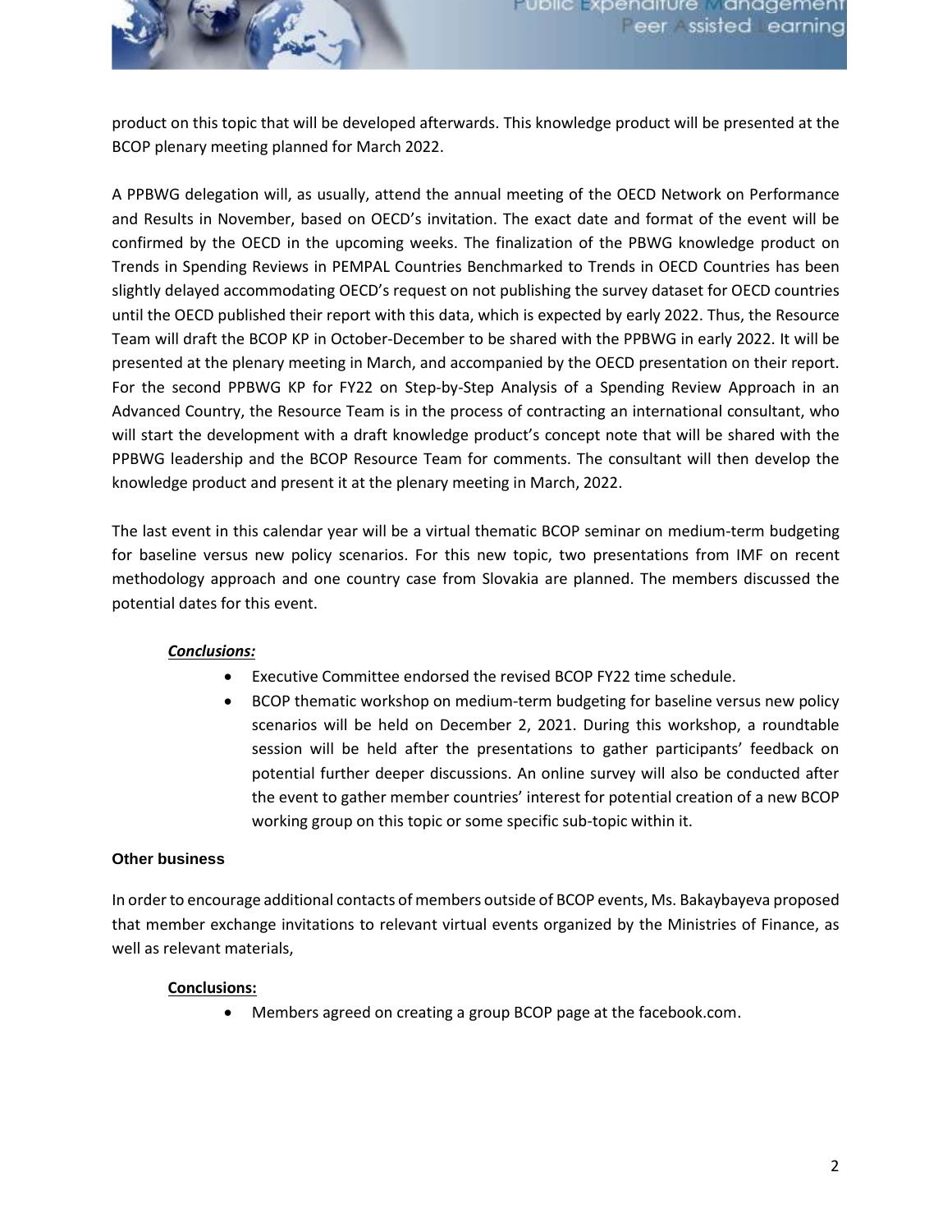product on this topic that will be developed afterwards. This knowledge product will be presented at the BCOP plenary meeting planned for March 2022.

A PPBWG delegation will, as usually, attend the annual meeting of the OECD Network on Performance and Results in November, based on OECD's invitation. The exact date and format of the event will be confirmed by the OECD in the upcoming weeks. The finalization of the PBWG knowledge product on Trends in Spending Reviews in PEMPAL Countries Benchmarked to Trends in OECD Countries has been slightly delayed accommodating OECD's request on not publishing the survey dataset for OECD countries until the OECD published their report with this data, which is expected by early 2022. Thus, the Resource Team will draft the BCOP KP in October-December to be shared with the PPBWG in early 2022. It will be presented at the plenary meeting in March, and accompanied by the OECD presentation on their report. For the second PPBWG KP for FY22 on Step-by-Step Analysis of a Spending Review Approach in an Advanced Country, the Resource Team is in the process of contracting an international consultant, who will start the development with a draft knowledge product's concept note that will be shared with the PPBWG leadership and the BCOP Resource Team for comments. The consultant will then develop the knowledge product and present it at the plenary meeting in March, 2022.

The last event in this calendar year will be a virtual thematic BCOP seminar on medium-term budgeting for baseline versus new policy scenarios. For this new topic, two presentations from IMF on recent methodology approach and one country case from Slovakia are planned. The members discussed the potential dates for this event.

***Conclusions:***

- Executive Committee endorsed the revised BCOP FY22 time schedule.
- BCOP thematic workshop on medium-term budgeting for baseline versus new policy scenarios will be held on December 2, 2021. During this workshop, a roundtable session will be held after the presentations to gather participants' feedback on potential further deeper discussions. An online survey will also be conducted after the event to gather member countries' interest for potential creation of a new BCOP working group on this topic or some specific sub-topic within it.

**Other business**

In order to encourage additional contacts of members outside of BCOP events, Ms. Bakaybayeva proposed that member exchange invitations to relevant virtual events organized by the Ministries of Finance, as well as relevant materials,

**Conclusions:**

- Members agreed on creating a group BCOP page at the facebook.com.